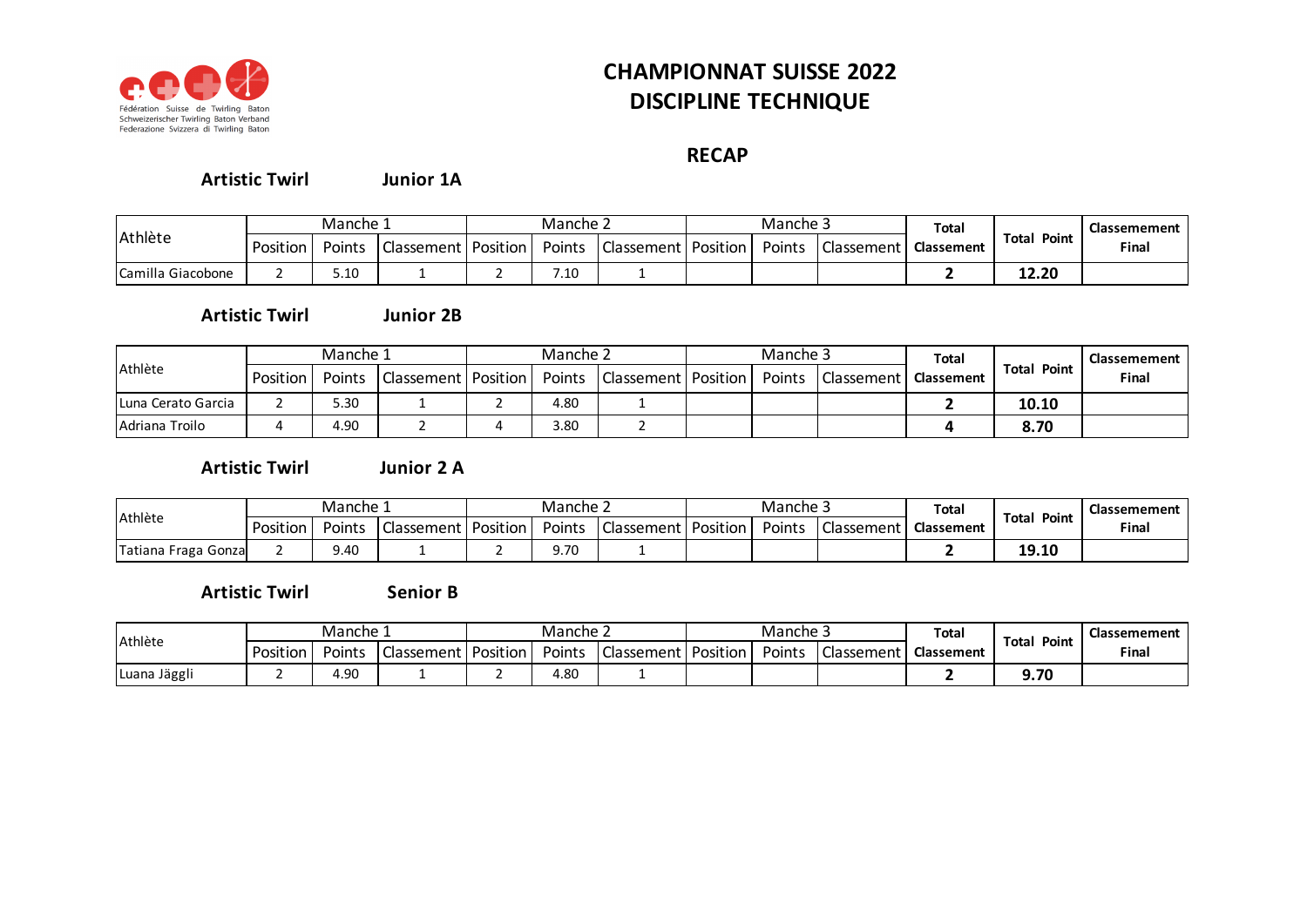Fédération Suisse de Twirling Baton
Schweizerischer Twirling Baton Verband
Federazione Svizzera di Twirling Baton

# CHAMPIONNAT SUISSE 2022
# DISCIPLINE TECHNIQUE

## RECAP

### Artistic Twirl — Junior 1A

| Athlète | Manche 1 | | | Manche 2 | | | Manche 3 | | | Total Classement | Total Point | Classement Final |
|---|---|---|---|---|---|---|---|---|---|---|---|---|
| | Position | Points | Classement | Position | Points | Classement | Position | Points | Classement | | | |
| Camilla Giacobone | 2 | 5.10 | 1 | 2 | 7.10 | 1 | | | | **2** | **12.20** | |

### Artistic Twirl — Junior 2B

| Athlète | Manche 1 | | | Manche 2 | | | Manche 3 | | | Total Classement | Total Point | Classement Final |
|---|---|---|---|---|---|---|---|---|---|---|---|---|
| | Position | Points | Classement | Position | Points | Classement | Position | Points | Classement | | | |
| Luna Cerato Garcia | 2 | 5.30 | 1 | 2 | 4.80 | 1 | | | | **2** | **10.10** | |
| Adriana Troilo | 4 | 4.90 | 2 | 4 | 3.80 | 2 | | | | **4** | **8.70** | |

### Artistic Twirl — Junior 2 A

| Athlète | Manche 1 | | | Manche 2 | | | Manche 3 | | | Total Classement | Total Point | Classement Final |
|---|---|---|---|---|---|---|---|---|---|---|---|---|
| | Position | Points | Classement | Position | Points | Classement | Position | Points | Classement | | | |
| Tatiana Fraga Gonza | 2 | 9.40 | 1 | 2 | 9.70 | 1 | | | | **2** | **19.10** | |

### Artistic Twirl — Senior B

| Athlète | Manche 1 | | | Manche 2 | | | Manche 3 | | | Total Classement | Total Point | Classement Final |
|---|---|---|---|---|---|---|---|---|---|---|---|---|
| | Position | Points | Classement | Position | Points | Classement | Position | Points | Classement | | | |
| Luana Jäggli | 2 | 4.90 | 1 | 2 | 4.80 | 1 | | | | **2** | **9.70** | |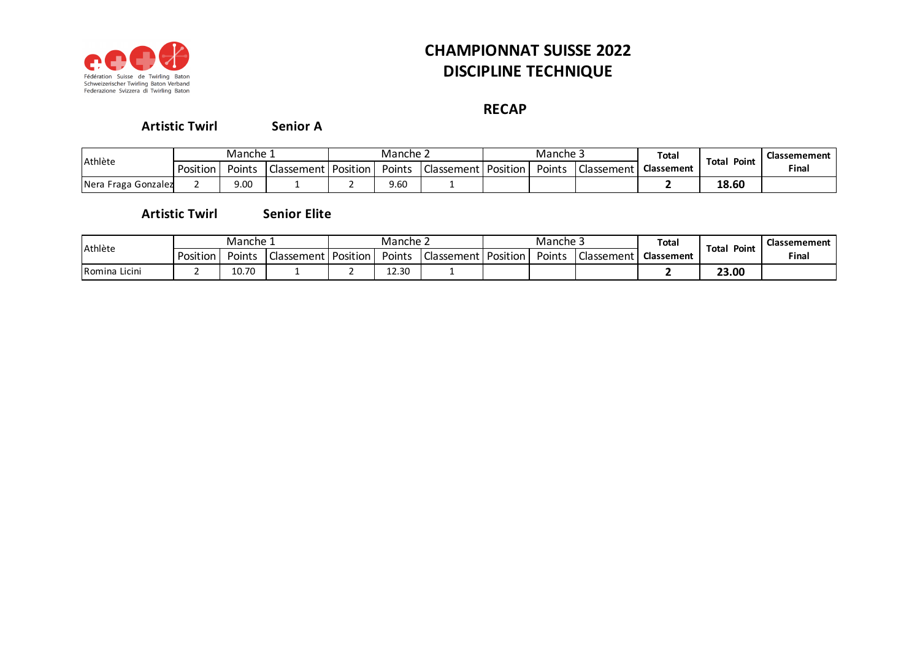Fédération Suisse de Twirling Baton
Schweizerischer Twirling Baton Verband
Federazione Svizzera di Twirling Baton

# CHAMPIONNAT SUISSE 2022
# DISCIPLINE TECHNIQUE

## RECAP

**Artistic Twirl** **Senior A**

| Athlète | Manche 1 | | | Manche 2 | | | Manche 3 | | | Total Classement | Total Point | Classement Final |
|---|---|---|---|---|---|---|---|---|---|---|---|---|
| | Position | Points | Classement | Position | Points | Classement | Position | Points | Classement | | | |
| Nera Fraga Gonzalez | 2 | 9.00 | 1 | 2 | 9.60 | 1 | | | | **2** | **18.60** | |

**Artistic Twirl** **Senior Elite**

| Athlète | Manche 1 | | | Manche 2 | | | Manche 3 | | | Total Classement | Total Point | Classement Final |
|---|---|---|---|---|---|---|---|---|---|---|---|---|
| | Position | Points | Classement | Position | Points | Classement | Position | Points | Classement | | | |
| Romina Licini | 2 | 10.70 | 1 | 2 | 12.30 | 1 | | | | **2** | **23.00** | |